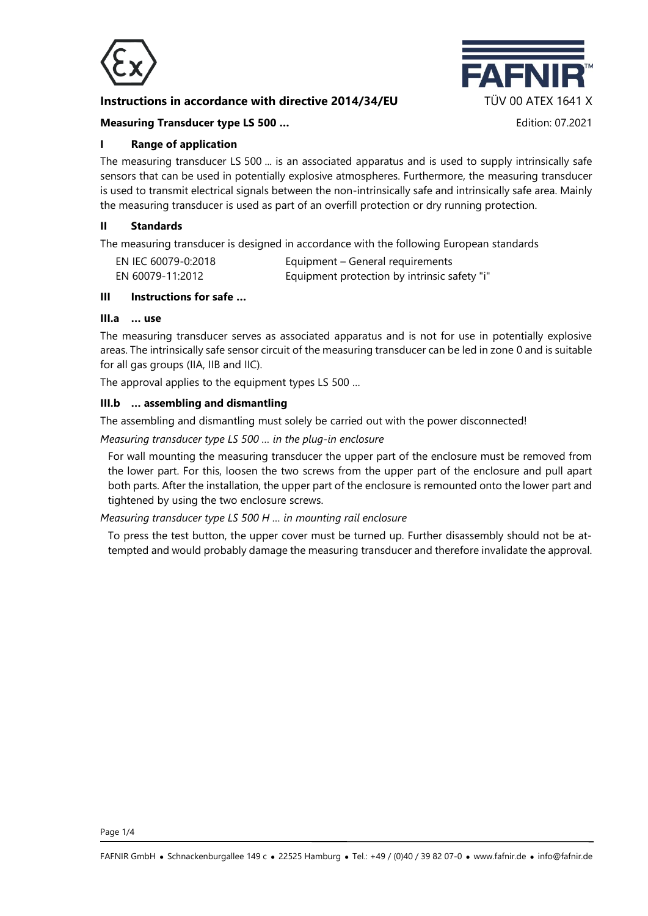**Instructions in accordance with directive 2014/34/EU** TÜV 00 ATEX 1641 X

**Measuring Transducer type LS 500 …** Edition: 07.2021

## I Range of application

The measuring transducer LS 500 ... is an associated apparatus and is used to supply intrinsically safe sensors that can be used in potentially explosive atmospheres. Furthermore, the measuring transducer is used to transmit electrical signals between the non-intrinsically safe and intrinsically safe area. Mainly the measuring transducer is used as part of an overfill protection or dry running protection.

## II Standards

The measuring transducer is designed in accordance with the following European standards

| | |
|---|---|
| EN IEC 60079-0:2018 | Equipment – General requirements |
| EN 60079-11:2012 | Equipment protection by intrinsic safety "i" |

## III Instructions for safe …

### III.a … use

The measuring transducer serves as associated apparatus and is not for use in potentially explosive areas. The intrinsically safe sensor circuit of the measuring transducer can be led in zone 0 and is suitable for all gas groups (IIA, IIB and IIC).

The approval applies to the equipment types LS 500 …

### III.b … assembling and dismantling

The assembling and dismantling must solely be carried out with the power disconnected!

*Measuring transducer type LS 500 … in the plug-in enclosure*

For wall mounting the measuring transducer the upper part of the enclosure must be removed from the lower part. For this, loosen the two screws from the upper part of the enclosure and pull apart both parts. After the installation, the upper part of the enclosure is remounted onto the lower part and tightened by using the two enclosure screws.

*Measuring transducer type LS 500 H … in mounting rail enclosure*

To press the test button, the upper cover must be turned up. Further disassembly should not be attempted and would probably damage the measuring transducer and therefore invalidate the approval.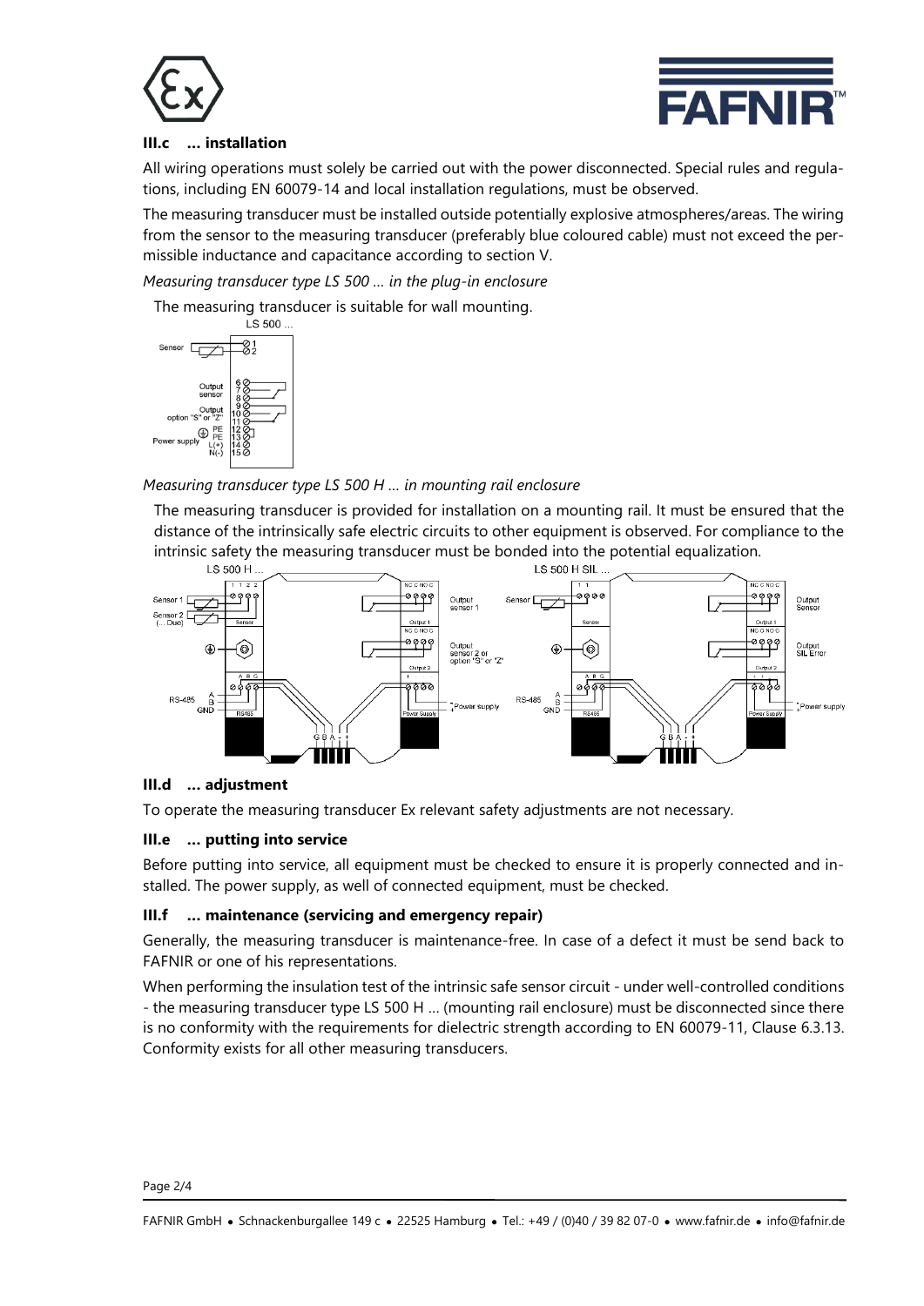### III.c ... installation

All wiring operations must solely be carried out with the power disconnected. Special rules and regulations, including EN 60079-14 and local installation regulations, must be observed.

The measuring transducer must be installed outside potentially explosive atmospheres/areas. The wiring from the sensor to the measuring transducer (preferably blue coloured cable) must not exceed the permissible inductance and capacitance according to section V.

*Measuring transducer type LS 500 ... in the plug-in enclosure*

The measuring transducer is suitable for wall mounting.

*Measuring transducer type LS 500 H ... in mounting rail enclosure*

The measuring transducer is provided for installation on a mounting rail. It must be ensured that the distance of the intrinsically safe electric circuits to other equipment is observed. For compliance to the intrinsic safety the measuring transducer must be bonded into the potential equalization.

### III.d ... adjustment

To operate the measuring transducer Ex relevant safety adjustments are not necessary.

### III.e ... putting into service

Before putting into service, all equipment must be checked to ensure it is properly connected and installed. The power supply, as well of connected equipment, must be checked.

### III.f ... maintenance (servicing and emergency repair)

Generally, the measuring transducer is maintenance-free. In case of a defect it must be send back to FAFNIR or one of his representations.

When performing the insulation test of the intrinsic safe sensor circuit - under well-controlled conditions - the measuring transducer type LS 500 H ... (mounting rail enclosure) must be disconnected since there is no conformity with the requirements for dielectric strength according to EN 60079-11, Clause 6.3.13. Conformity exists for all other measuring transducers.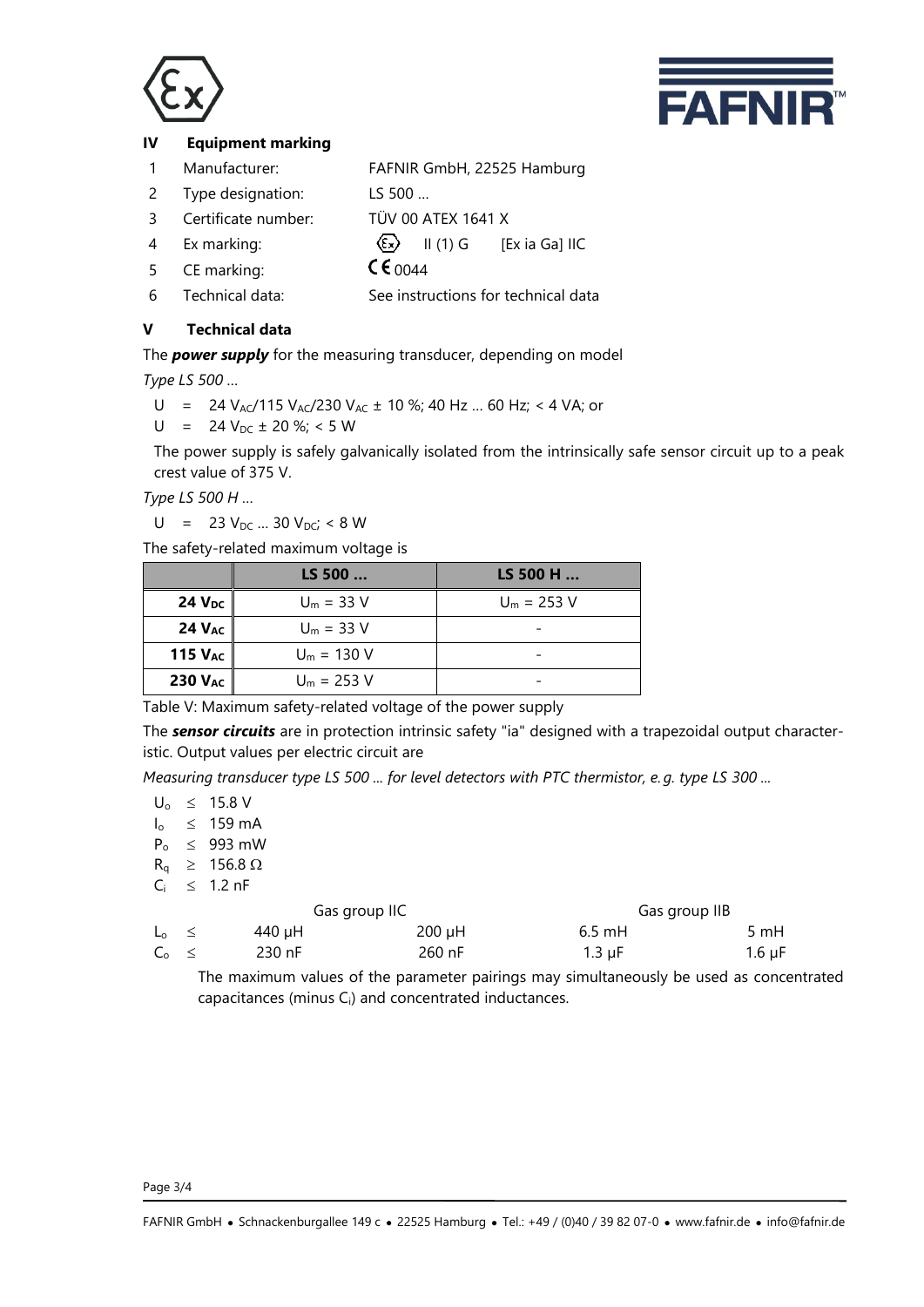## IV Equipment marking

| | | |
|---|---|---|
| 1 | Manufacturer: | FAFNIR GmbH, 22525 Hamburg |
| 2 | Type designation: | LS 500 ... |
| 3 | Certificate number: | TÜV 00 ATEX 1641 X |
| 4 | Ex marking: | Ex II (1) G [Ex ia Ga] IIC |
| 5 | CE marking: | CE 0044 |
| 6 | Technical data: | See instructions for technical data |

## V Technical data

The ***power supply*** for the measuring transducer, depending on model

*Type LS 500 ...*

$U = 24\ V_{AC}/115\ V_{AC}/230\ V_{AC} \pm 10\ \%$; 40 Hz ... 60 Hz; < 4 VA; or

$U = 24\ V_{DC} \pm 20\ \%$; < 5 W

The power supply is safely galvanically isolated from the intrinsically safe sensor circuit up to a peak crest value of 375 V.

*Type LS 500 H ...*

$U = 23\ V_{DC} ... 30\ V_{DC}$; < 8 W

The safety-related maximum voltage is

| | LS 500 ... | LS 500 H ... |
|---|---|---|
| **24 $V_{DC}$** | $U_m$ = 33 V | $U_m$ = 253 V |
| **24 $V_{AC}$** | $U_m$ = 33 V | - |
| **115 $V_{AC}$** | $U_m$ = 130 V | - |
| **230 $V_{AC}$** | $U_m$ = 253 V | - |

Table V: Maximum safety-related voltage of the power supply

The ***sensor circuits*** are in protection intrinsic safety "ia" designed with a trapezoidal output characteristic. Output values per electric circuit are

*Measuring transducer type LS 500 ... for level detectors with PTC thermistor, e. g. type LS 300 ...*

$U_o \leq 15.8\ V$
$I_o \leq 159\ mA$
$P_o \leq 993\ mW$
$R_q \geq 156.8\ \Omega$
$C_i \leq 1.2\ nF$

| | Gas group IIC | | Gas group IIB | |
|---|---|---|---|---|
| $L_o \leq$ | 440 µH | 200 µH | 6.5 mH | 5 mH |
| $C_o \leq$ | 230 nF | 260 nF | 1.3 µF | 1.6 µF |

The maximum values of the parameter pairings may simultaneously be used as concentrated capacitances (minus $C_i$) and concentrated inductances.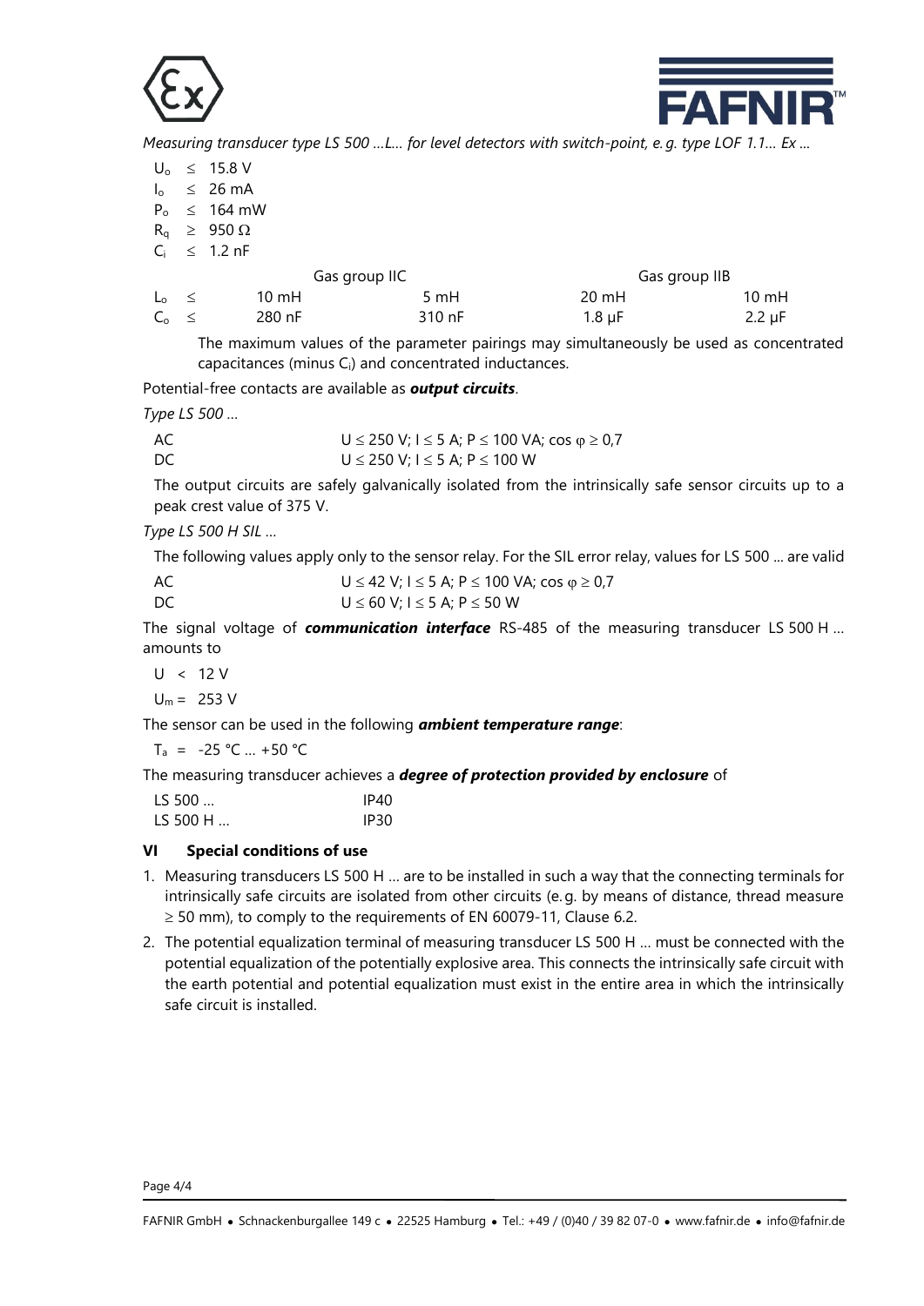*Measuring transducer type LS 500 …L… for level detectors with switch-point, e. g. type LOF 1.1… Ex …*

$U_o \leq 15.8$ V
$I_o \leq 26$ mA
$P_o \leq 164$ mW
$R_q \geq 950\ \Omega$
$C_i \leq 1.2$ nF

| | Gas group IIC | | Gas group IIB | |
|---|---|---|---|---|
| $L_o \leq$ | 10 mH | 5 mH | 20 mH | 10 mH |
| $C_o \leq$ | 280 nF | 310 nF | 1.8 µF | 2.2 µF |

The maximum values of the parameter pairings may simultaneously be used as concentrated capacitances (minus $C_i$) and concentrated inductances.

Potential-free contacts are available as ***output circuits***.

*Type LS 500 …*

| | |
|---|---|
| AC | $U \leq 250$ V; $I \leq 5$ A; $P \leq 100$ VA; $\cos \varphi \geq 0{,}7$ |
| DC | $U \leq 250$ V; $I \leq 5$ A; $P \leq 100$ W |

The output circuits are safely galvanically isolated from the intrinsically safe sensor circuits up to a peak crest value of 375 V.

*Type LS 500 H SIL …*

The following values apply only to the sensor relay. For the SIL error relay, values for LS 500 … are valid

| | |
|---|---|
| AC | $U \leq 42$ V; $I \leq 5$ A; $P \leq 100$ VA; $\cos \varphi \geq 0{,}7$ |
| DC | $U \leq 60$ V; $I \leq 5$ A; $P \leq 50$ W |

The signal voltage of ***communication interface*** RS-485 of the measuring transducer LS 500 H … amounts to

$U < 12$ V

$U_m = 253$ V

The sensor can be used in the following ***ambient temperature range***:

$T_a = -25$ °C … +50 °C

The measuring transducer achieves a ***degree of protection provided by enclosure*** of

| | |
|---|---|
| LS 500 … | IP40 |
| LS 500 H … | IP30 |

## VI Special conditions of use

1. Measuring transducers LS 500 H … are to be installed in such a way that the connecting terminals for intrinsically safe circuits are isolated from other circuits (e. g. by means of distance, thread measure ≥ 50 mm), to comply to the requirements of EN 60079-11, Clause 6.2.
2. The potential equalization terminal of measuring transducer LS 500 H … must be connected with the potential equalization of the potentially explosive area. This connects the intrinsically safe circuit with the earth potential and potential equalization must exist in the entire area in which the intrinsically safe circuit is installed.